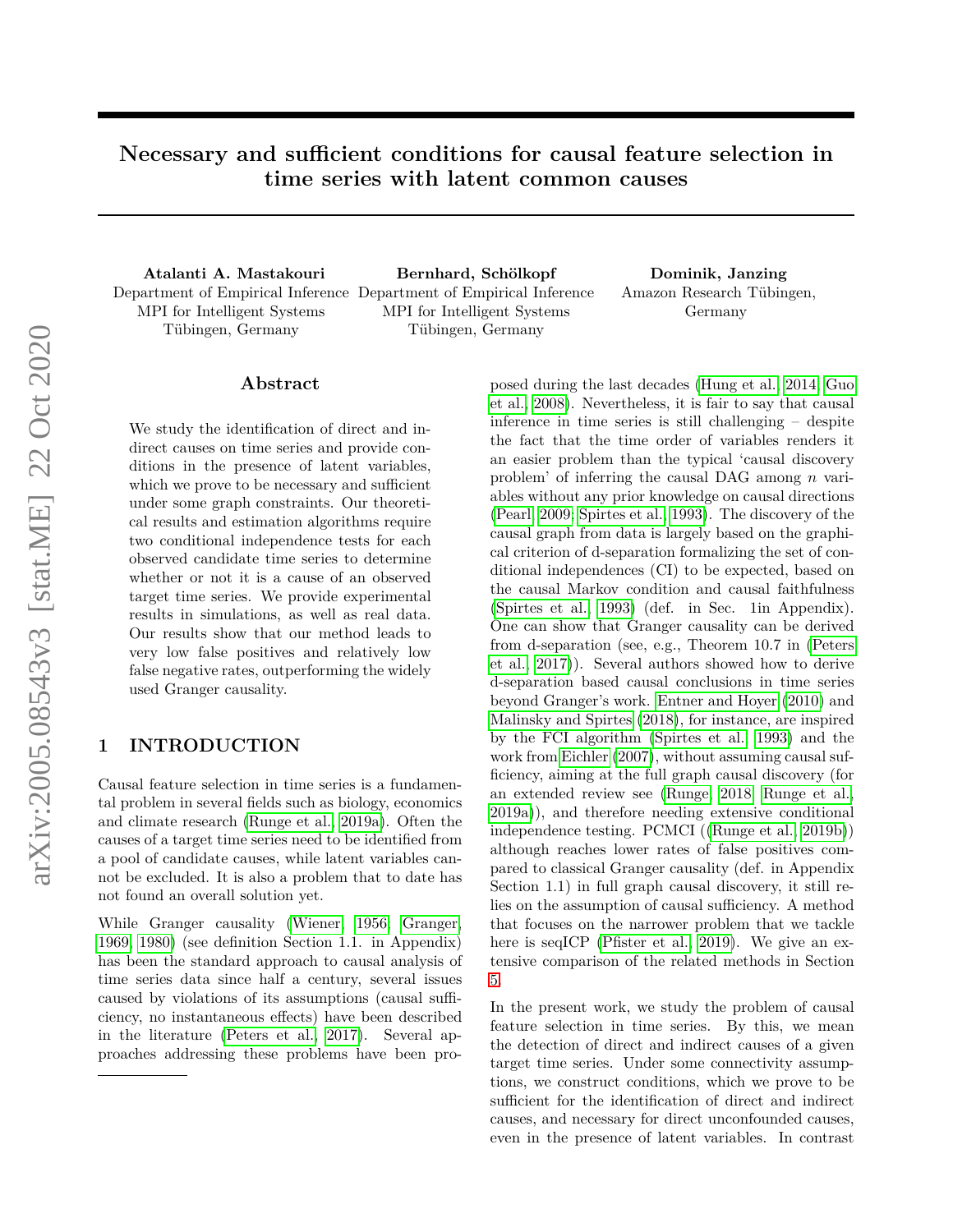# Necessary and sufficient conditions for causal feature selection in time series with latent common causes

**Atalanti A. Mastakouri**
Department of Empirical Inference
MPI for Intelligent Systems
Tübingen, Germany

**Bernhard, Schölkopf**
Department of Empirical Inference
MPI for Intelligent Systems
Tübingen, Germany

**Dominik, Janzing**
Amazon Research Tübingen,
Germany

## Abstract

We study the identification of direct and indirect causes on time series and provide conditions in the presence of latent variables, which we prove to be necessary and sufficient under some graph constraints. Our theoretical results and estimation algorithms require two conditional independence tests for each observed candidate time series to determine whether or not it is a cause of an observed target time series. We provide experimental results in simulations, as well as real data. Our results show that our method leads to very low false positives and relatively low false negative rates, outperforming the widely used Granger causality.

## 1 INTRODUCTION

Causal feature selection in time series is a fundamental problem in several fields such as biology, economics and climate research (Runge et al., 2019a). Often the causes of a target time series need to be identified from a pool of candidate causes, while latent variables cannot be excluded. It is also a problem that to date has not found an overall solution yet.

While Granger causality (Wiener, 1956; Granger, 1969, 1980) (see definition Section 1.1. in Appendix) has been the standard approach to causal analysis of time series data since half a century, several issues caused by violations of its assumptions (causal sufficiency, no instantaneous effects) have been described in the literature (Peters et al., 2017). Several approaches addressing these problems have been proposed during the last decades (Hung et al., 2014; Guo et al., 2008). Nevertheless, it is fair to say that causal inference in time series is still challenging – despite the fact that the time order of variables renders it an easier problem than the typical 'causal discovery problem' of inferring the causal DAG among $n$ variables without any prior knowledge on causal directions (Pearl, 2009; Spirtes et al., 1993). The discovery of the causal graph from data is largely based on the graphical criterion of d-separation formalizing the set of conditional independences (CI) to be expected, based on the causal Markov condition and causal faithfulness (Spirtes et al., 1993) (def. in Sec. 1in Appendix). One can show that Granger causality can be derived from d-separation (see, e.g., Theorem 10.7 in (Peters et al., 2017)). Several authors showed how to derive d-separation based causal conclusions in time series beyond Granger's work. Entner and Hoyer (2010) and Malinsky and Spirtes (2018), for instance, are inspired by the FCI algorithm (Spirtes et al., 1993) and the work from Eichler (2007), without assuming causal sufficiency, aiming at the full graph causal discovery (for an extended review see (Runge, 2018; Runge et al., 2019a)), and therefore needing extensive conditional independence testing. PCMCI ((Runge et al., 2019b)) although reaches lower rates of false positives compared to classical Granger causality (def. in Appendix Section 1.1) in full graph causal discovery, it still relies on the assumption of causal sufficiency. A method that focuses on the narrower problem that we tackle here is seqICP (Pfister et al., 2019). We give an extensive comparison of the related methods in Section 5.

In the present work, we study the problem of causal feature selection in time series. By this, we mean the detection of direct and indirect causes of a given target time series. Under some connectivity assumptions, we construct conditions, which we prove to be sufficient for the identification of direct and indirect causes, and necessary for direct unconfounded causes, even in the presence of latent variables. In contrast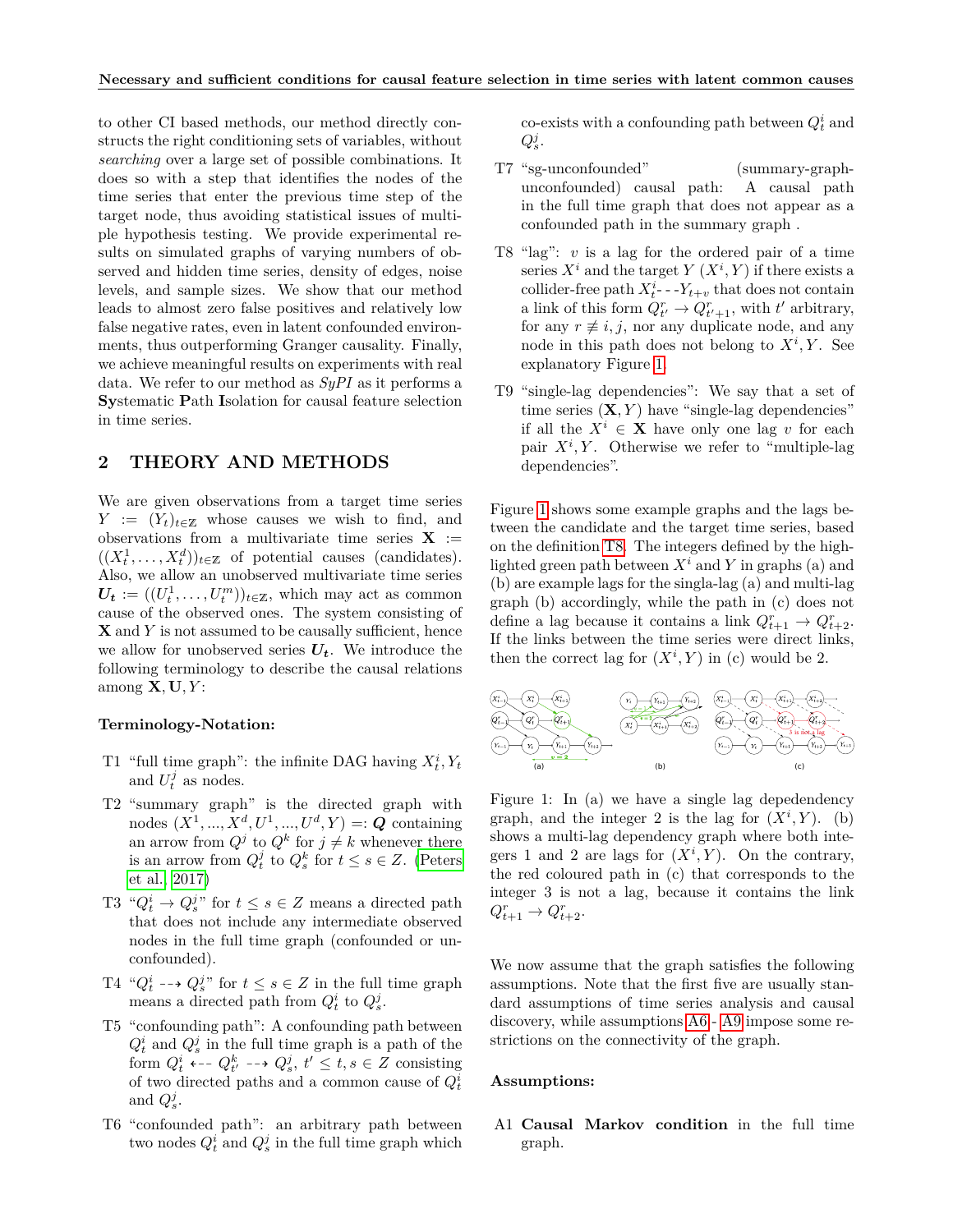to other CI based methods, our method directly constructs the right conditioning sets of variables, without *searching* over a large set of possible combinations. It does so with a step that identifies the nodes of the time series that enter the previous time step of the target node, thus avoiding statistical issues of multiple hypothesis testing. We provide experimental results on simulated graphs of varying numbers of observed and hidden time series, density of edges, noise levels, and sample sizes. We show that our method leads to almost zero false positives and relatively low false negative rates, even in latent confounded environments, thus outperforming Granger causality. Finally, we achieve meaningful results on experiments with real data. We refer to our method as *SyPI* as it performs a **Sy**stematic **P**ath **I**solation for causal feature selection in time series.

## 2 THEORY AND METHODS

We are given observations from a target time series $Y := (Y_t)_{t \in \mathbb{Z}}$ whose causes we wish to find, and observations from a multivariate time series $\mathbf{X} := ((X_t^1, \ldots, X_t^d))_{t \in \mathbb{Z}}$ of potential causes (candidates). Also, we allow an unobserved multivariate time series $\boldsymbol{U_t} := ((U_t^1, \ldots, U_t^m))_{t \in \mathbb{Z}}$, which may act as common cause of the observed ones. The system consisting of $\mathbf{X}$ and $Y$ is not assumed to be causally sufficient, hence we allow for unobserved series $\boldsymbol{U_t}$. We introduce the following terminology to describe the causal relations among $\mathbf{X}, \mathbf{U}, Y$:

**Terminology-Notation:**

- T1 "full time graph": the infinite DAG having $X_t^i, Y_t$ and $U_t^j$ as nodes.
- T2 "summary graph" is the directed graph with nodes $(X^1, ..., X^d, U^1, ..., U^d, Y) =: \boldsymbol{Q}$ containing an arrow from $Q^j$ to $Q^k$ for $j \neq k$ whenever there is an arrow from $Q_t^j$ to $Q_s^k$ for $t \leq s \in Z$. (Peters et al., 2017)
- T3 "$Q_t^i \rightarrow Q_s^j$" for $t \leq s \in Z$ means a directed path that does not include any intermediate observed nodes in the full time graph (confounded or unconfounded).
- T4 "$Q_t^i \dashrightarrow Q_s^j$" for $t \leq s \in Z$ in the full time graph means a directed path from $Q_t^i$ to $Q_s^j$.
- T5 "confounding path": A confounding path between $Q_t^i$ and $Q_s^j$ in the full time graph is a path of the form $Q_t^i \dashleftarrow Q_{t'}^k \dashrightarrow Q_s^j$, $t' \leq t, s \in Z$ consisting of two directed paths and a common cause of $Q_t^i$ and $Q_s^j$.
- T6 "confounded path": an arbitrary path between two nodes $Q_t^i$ and $Q_s^j$ in the full time graph which co-exists with a confounding path between $Q_t^i$ and $Q_s^j$.
- T7 "sg-unconfounded" (summary-graph-unconfounded) causal path: A causal path in the full time graph that does not appear as a confounded path in the summary graph .
- T8 "lag": $v$ is a lag for the ordered pair of a time series $X^i$ and the target $Y$ $(X^i, Y)$ if there exists a collider-free path $X_t^i$- - -$Y_{t+v}$ that does not contain a link of this form $Q_{t'}^r \rightarrow Q_{t'+1}^r$, with $t'$ arbitrary, for any $r \not\equiv i, j$, nor any duplicate node, and any node in this path does not belong to $X^i, Y$. See explanatory Figure 1.
- T9 "single-lag dependencies": We say that a set of time series $(\mathbf{X}, Y)$ have "single-lag dependencies" if all the $X^i \in \mathbf{X}$ have only one lag $v$ for each pair $X^i, Y$. Otherwise we refer to "multiple-lag dependencies".

Figure 1 shows some example graphs and the lags between the candidate and the target time series, based on the definition T8. The integers defined by the highlighted green path between $X^i$ and $Y$ in graphs (a) and (b) are example lags for the singla-lag (a) and multi-lag graph (b) accordingly, while the path in (c) does not define a lag because it contains a link $Q_{t+1}^r \rightarrow Q_{t+2}^r$. If the links between the time series were direct links, then the correct lag for $(X^i, Y)$ in (c) would be 2.

Figure 1: In (a) we have a single lag depedendency graph, and the integer 2 is the lag for $(X^i, Y)$. (b) shows a multi-lag dependency graph where both integers 1 and 2 are lags for $(X^i, Y)$. On the contrary, the red coloured path in (c) that corresponds to the integer 3 is not a lag, because it contains the link $Q_{t+1}^r \rightarrow Q_{t+2}^r$.

We now assume that the graph satisfies the following assumptions. Note that the first five are usually standard assumptions of time series analysis and causal discovery, while assumptions A6 - A9 impose some restrictions on the connectivity of the graph.

**Assumptions:**

- A1 **Causal Markov condition** in the full time graph.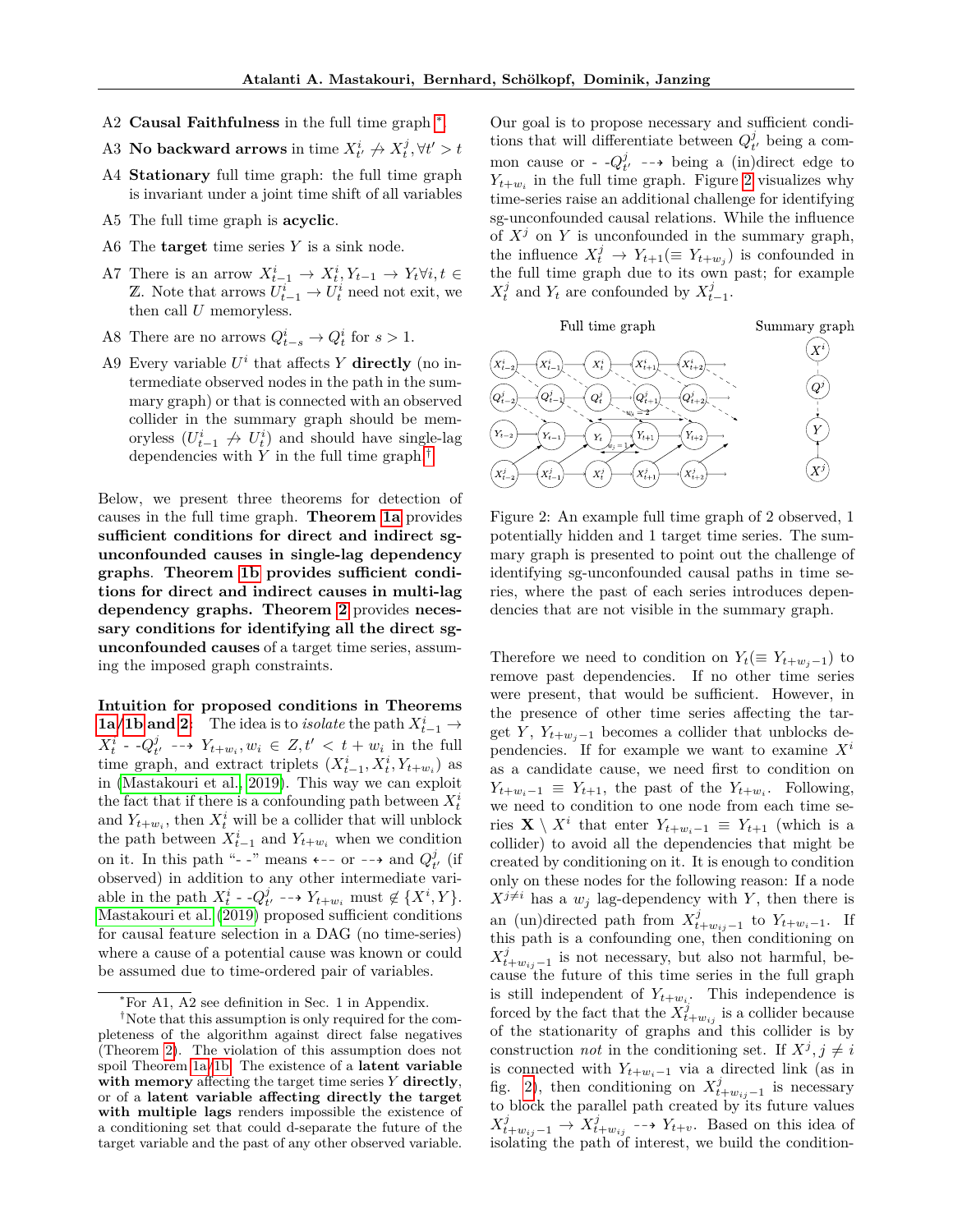A2 **Causal Faithfulness** in the full time graph *.

A3 **No backward arrows** in time $X^i_{t'} \not\to X^j_t, \forall t' > t$

A4 **Stationary** full time graph: the full time graph is invariant under a joint time shift of all variables

A5 The full time graph is **acyclic**.

A6 The **target** time series $Y$ is a sink node.

A7 There is an arrow $X^i_{t-1} \to X^i_t, Y_{t-1} \to Y_t \forall i, t \in \mathbb{Z}$. Note that arrows $U^i_{t-1} \to U^i_t$ need not exit, we then call $U$ memoryless.

A8 There are no arrows $Q^i_{t-s} \to Q^i_t$ for $s > 1$.

A9 Every variable $U^i$ that affects $Y$ **directly** (no intermediate observed nodes in the path in the summary graph) or that is connected with an observed collider in the summary graph should be memoryless ($U^i_{t-1} \not\to U^i_t$) and should have single-lag dependencies with $Y$ in the full time graph.†

Below, we present three theorems for detection of causes in the full time graph. **Theorem 1a** provides **sufficient conditions for direct and indirect sg-unconfounded causes in single-lag dependency graphs**. **Theorem 1b provides sufficient conditions for direct and indirect causes in multi-lag dependency graphs. Theorem 2** provides **necessary conditions for identifying all the direct sg-unconfounded causes** of a target time series, assuming the imposed graph constraints.

**Intuition for proposed conditions in Theorems 1a/1b and 2:** The idea is to *isolate* the path $X^i_{t-1} \to X^i_t$ - -$Q^j_{t'}$ $\dashrightarrow Y_{t+w_i}, w_i \in Z, t' < t + w_i$ in the full time graph, and extract triplets $(X^i_{t-1}, X^i_t, Y_{t+w_i})$ as in (Mastakouri et al., 2019). This way we can exploit the fact that if there is a confounding path between $X^i_t$ and $Y_{t+w_i}$, then $X^i_t$ will be a collider that will unblock the path between $X^i_{t-1}$ and $Y_{t+w_i}$ when we condition on it. In this path "- -" means $\dashleftarrow$ or $\dashrightarrow$ and $Q^j_{t'}$ (if observed) in addition to any other intermediate variable in the path $X^i_t$ - -$Q^j_{t'}$ $\dashrightarrow Y_{t+w_i}$ must $\notin \{X^i, Y\}$. Mastakouri et al. (2019) proposed sufficient conditions for causal feature selection in a DAG (no time-series) where a cause of a potential cause was known or could be assumed due to time-ordered pair of variables.

*For A1, A2 see definition in Sec. 1 in Appendix.

†Note that this assumption is only required for the completeness of the algorithm against direct false negatives (Theorem 2). The violation of this assumption does not spoil Theorem 1a/1b. The existence of a **latent variable with memory** affecting the target time series $Y$ **directly**, or of a **latent variable affecting directly the target with multiple lags** renders impossible the existence of a conditioning set that could d-separate the future of the target variable and the past of any other observed variable.

Our goal is to propose necessary and sufficient conditions that will differentiate between $Q^j_{t'}$ being a common cause or - -$Q^j_{t'}$ $\dashrightarrow$ being a (in)direct edge to $Y_{t+w_i}$ in the full time graph. Figure 2 visualizes why time-series raise an additional challenge for identifying sg-unconfounded causal relations. While the influence of $X^j$ on $Y$ is unconfounded in the summary graph, the influence $X^j_t \to Y_{t+1} (\equiv Y_{t+w_j})$ is confounded in the full time graph due to its own past; for example $X^j_t$ and $Y_t$ are confounded by $X^j_{t-1}$.

Figure 2: An example full time graph of 2 observed, 1 potentially hidden and 1 target time series. The summary graph is presented to point out the challenge of identifying sg-unconfounded causal paths in time series, where the past of each series introduces dependencies that are not visible in the summary graph.

Therefore we need to condition on $Y_t (\equiv Y_{t+w_j-1})$ to remove past dependencies. If no other time series were present, that would be sufficient. However, in the presence of other time series affecting the target $Y$, $Y_{t+w_j-1}$ becomes a collider that unblocks dependencies. If for example we want to examine $X^i$ as a candidate cause, we need first to condition on $Y_{t+w_i-1} \equiv Y_{t+1}$, the past of the $Y_{t+w_i}$. Following, we need to condition to one node from each time series $\mathbf{X} \setminus X^i$ that enter $Y_{t+w_i-1} \equiv Y_{t+1}$ (which is a collider) to avoid all the dependencies that might be created by conditioning on it. It is enough to condition only on these nodes for the following reason: If a node $X^{j \neq i}$ has a $w_j$ lag-dependency with $Y$, then there is an (un)directed path from $X^j_{t+w_{ij}-1}$ to $Y_{t+w_i-1}$. If this path is a confounding one, then conditioning on $X^j_{t+w_{ij}-1}$ is not necessary, but also not harmful, because the future of this time series in the full graph is still independent of $Y_{t+w_i}$. This independence is forced by the fact that the $X^j_{t+w_{ij}}$ is a collider because of the stationarity of graphs and this collider is by construction *not* in the conditioning set. If $X^j, j \neq i$ is connected with $Y_{t+w_i-1}$ via a directed link (as in fig. 2), then conditioning on $X^j_{t+w_{ij}-1}$ is necessary to block the parallel path created by its future values $X^j_{t+w_{ij}-1} \to X^j_{t+w_{ij}} \dashrightarrow Y_{t+v}$. Based on this idea of isolating the path of interest, we build the condition-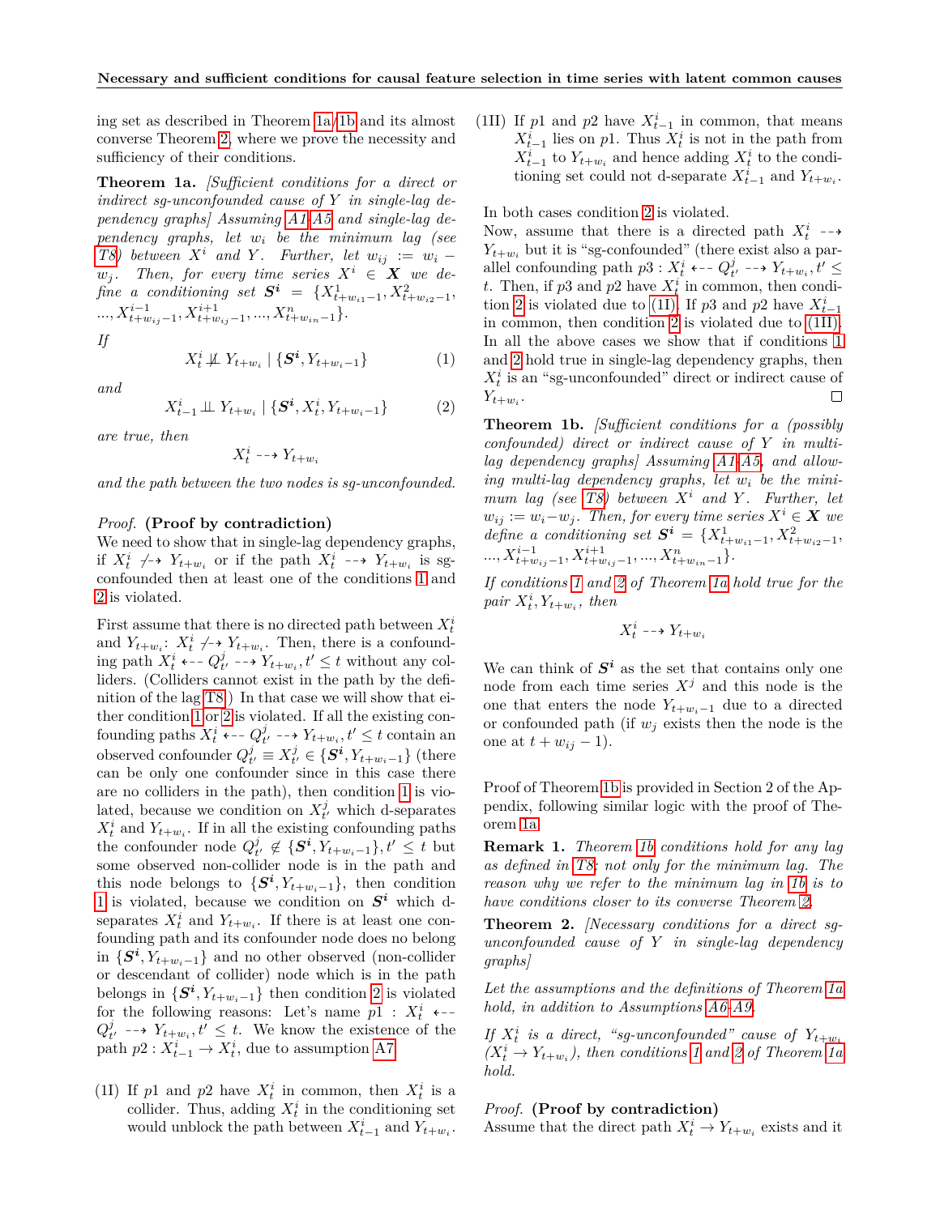ing set as described in Theorem 1a/1b and its almost converse Theorem 2, where we prove the necessity and sufficiency of their conditions.

**Theorem 1a.** *[Sufficient conditions for a direct or indirect sg-unconfounded cause of Y in single-lag dependency graphs] Assuming A1-A5 and single-lag dependency graphs, let $w_i$ be the minimum lag (see T8) between $X^i$ and $Y$. Further, let $w_{ij} := w_i - w_j$. Then, for every time series $X^i \in \boldsymbol{X}$ we define a conditioning set $\boldsymbol{S^i} = \{X^1_{t+w_{i1}-1}, X^2_{t+w_{i2}-1}, ..., X^{i-1}_{t+w_{ij}-1}, X^{i+1}_{t+w_{ij}-1}, ..., X^n_{t+w_{in}-1}\}$.*

*If*

$$X^i_t \not\perp\!\!\!\perp Y_{t+w_i} \mid \{\boldsymbol{S^i}, Y_{t+w_i-1}\} \tag{1}$$

*and*

$$X^i_{t-1} \perp\!\!\!\perp Y_{t+w_i} \mid \{\boldsymbol{S^i}, X^i_t, Y_{t+w_i-1}\} \tag{2}$$

*are true, then*

$$X^i_t \dashrightarrow Y_{t+w_i}$$

*and the path between the two nodes is sg-unconfounded.*

*Proof.* **(Proof by contradiction)**
We need to show that in single-lag dependency graphs, if $X^i_t \not\dashrightarrow Y_{t+w_i}$ or if the path $X^i_t \dashrightarrow Y_{t+w_i}$ is sg-confounded then at least one of the conditions 1 and 2 is violated.

First assume that there is no directed path between $X^i_t$ and $Y_{t+w_i}$: $X^i_t \not\dashrightarrow Y_{t+w_i}$. Then, there is a confounding path $X^i_t \dashleftarrow Q^j_{t'} \dashrightarrow Y_{t+w_i}, t' \leq t$ without any colliders. (Colliders cannot exist in the path by the definition of the lag T8.) In that case we will show that either condition 1 or 2 is violated. If all the existing confounding paths $X^i_t \dashleftarrow Q^j_{t'} \dashrightarrow Y_{t+w_i}, t' \leq t$ contain an observed confounder $Q^j_{t'} \equiv X^j_{t'} \in \{\boldsymbol{S^i}, Y_{t+w_i-1}\}$ (there can be only one confounder since in this case there are no colliders in the path), then condition 1 is violated, because we condition on $X^j_{t'}$ which d-separates $X^i_t$ and $Y_{t+w_i}$. If in all the existing confounding paths the confounder node $Q^j_{t'} \notin \{\boldsymbol{S^i}, Y_{t+w_i-1}\}, t' \leq t$ but some observed non-collider node is in the path and this node belongs to $\{\boldsymbol{S^i}, Y_{t+w_i-1}\}$, then condition 1 is violated, because we condition on $\boldsymbol{S^i}$ which d-separates $X^i_t$ and $Y_{t+w_i}$. If there is at least one confounding path and its confounder node does no belong in $\{\boldsymbol{S^i}, Y_{t+w_i-1}\}$ and no other observed (non-collider or descendant of collider) node which is in the path belongs in $\{\boldsymbol{S^i}, Y_{t+w_i-1}\}$ then condition 2 is violated for the following reasons: Let's name $p1 : X^i_t \dashleftarrow Q^j_{t'} \dashrightarrow Y_{t+w_i}, t' \leq t$. We know the existence of the path $p2 : X^i_{t-1} \rightarrow X^i_t$, due to assumption A7.

(1I) If $p1$ and $p2$ have $X^i_t$ in common, then $X^i_t$ is a collider. Thus, adding $X^i_t$ in the conditioning set would unblock the path between $X^i_{t-1}$ and $Y_{t+w_i}$.

(1II) If $p1$ and $p2$ have $X^i_{t-1}$ in common, that means $X^i_{t-1}$ lies on $p1$. Thus $X^i_t$ is not in the path from $X^i_{t-1}$ to $Y_{t+w_i}$ and hence adding $X^i_t$ to the conditioning set could not d-separate $X^i_{t-1}$ and $Y_{t+w_i}$.

In both cases condition 2 is violated.
Now, assume that there is a directed path $X^i_t \dashrightarrow Y_{t+w_i}$ but it is "sg-confounded" (there exist also a parallel confounding path $p3 : X^i_t \dashleftarrow Q^j_{t'} \dashrightarrow Y_{t+w_i}, t' \leq t$. Then, if $p3$ and $p2$ have $X^i_t$ in common, then condition 2 is violated due to (1I). If $p3$ and $p2$ have $X^i_{t-1}$ in common, then condition 2 is violated due to (1II). In all the above cases we show that if conditions 1 and 2 hold true in single-lag dependency graphs, then $X^i_t$ is an "sg-unconfounded" direct or indirect cause of $Y_{t+w_i}$. □

**Theorem 1b.** *[Sufficient conditions for a (possibly confounded) direct or indirect cause of Y in multi-lag dependency graphs] Assuming A1-A5, and allowing multi-lag dependency graphs, let $w_i$ be the minimum lag (see T8) between $X^i$ and $Y$. Further, let $w_{ij} := w_i - w_j$. Then, for every time series $X^i \in \boldsymbol{X}$ we define a conditioning set $\boldsymbol{S^i} = \{X^1_{t+w_{i1}-1}, X^2_{t+w_{i2}-1}, ..., X^{i-1}_{t+w_{ij}-1}, X^{i+1}_{t+w_{ij}-1}, ..., X^n_{t+w_{in}-1}\}$.*

*If conditions 1 and 2 of Theorem 1a hold true for the pair $X^i_t, Y_{t+w_i}$, then*

$$X^i_t \dashrightarrow Y_{t+w_i}$$

We can think of $\boldsymbol{S^i}$ as the set that contains only one node from each time series $X^j$ and this node is the one that enters the node $Y_{t+w_i-1}$ due to a directed or confounded path (if $w_j$ exists then the node is the one at $t + w_{ij} - 1$).

Proof of Theorem 1b is provided in Section 2 of the Appendix, following similar logic with the proof of Theorem 1a.

**Remark 1.** *Theorem 1b conditions hold for any lag as defined in T8; not only for the minimum lag. The reason why we refer to the minimum lag in 1b is to have conditions closer to its converse Theorem 2.*

**Theorem 2.** *[Necessary conditions for a direct sg-unconfounded cause of Y in single-lag dependency graphs]*

*Let the assumptions and the definitions of Theorem 1a hold, in addition to Assumptions A6-A9.*

*If $X^i_t$ is a direct, "sg-unconfounded" cause of $Y_{t+w_i}$ ($X^i_t \rightarrow Y_{t+w_i}$), then conditions 1 and 2 of Theorem 1a hold.*

*Proof.* **(Proof by contradiction)**
Assume that the direct path $X^i_t \rightarrow Y_{t+w_i}$ exists and it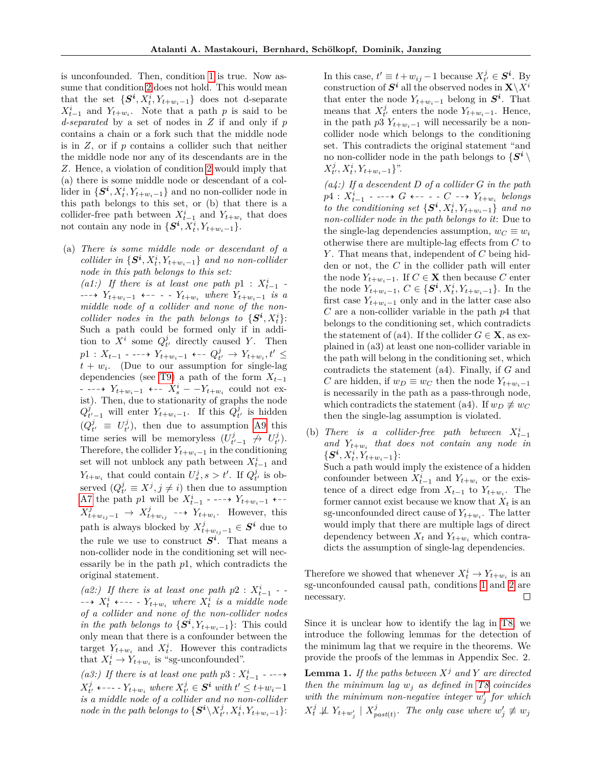is unconfounded. Then, condition 1 is true. Now assume that condition 2 does not hold. This would mean that the set $\{\boldsymbol{S^i}, X_t^i, Y_{t+w_i-1}\}$ does not d-separate $X_{t-1}^i$ and $Y_{t+w_i}$. Note that a path $p$ is said to be *d-separated* by a set of nodes in $Z$ if and only if $p$ contains a chain or a fork such that the middle node is in $Z$, or if $p$ contains a collider such that neither the middle node nor any of its descendants are in the $Z$. Hence, a violation of condition 2 would imply that (a) there is some middle node or descendant of a collider in $\{\boldsymbol{S^i}, X_t^i, Y_{t+w_i-1}\}$ and no non-collider node in this path belongs to this set, or (b) that there is a collider-free path between $X_{t-1}^i$ and $Y_{t+w_i}$ that does not contain any node in $\{\boldsymbol{S^i}, X_t^i, Y_{t+w_i-1}\}$.

(a) *There is some middle node or descendant of a collider in $\{\boldsymbol{S^i}, X_t^i, Y_{t+w_i-1}\}$ and no non-collider node in this path belongs to this set:*

*(a1:) If there is at least one path $p1 : X_{t-1}^i \dashrightarrow Y_{t+w_i-1} \dashleftarrow Y_{t+w_i}$ where $Y_{t+w_i-1}$ is a middle node of a collider and none of the non-collider nodes in the path belongs to $\{\boldsymbol{S^i}, X_t^i\}$:* Such a path could be formed only if in addition to $X^i$ some $Q_{t'}^j$ directly caused $Y$. Then $p1 : X_{t-1} \dashrightarrow Y_{t+w_i-1} \dashleftarrow Q_{t'}^j \to Y_{t+w_i}, t' \leq t + w_i$. (Due to our assumption for single-lag dependencies (see T9) a path of the form $X_{t-1} \dashrightarrow Y_{t+w_i-1} \dashleftarrow X_s^i - -Y_{t+w_i}$ could not exist). Then, due to stationarity of graphs the node $Q_{t'-1}^j$ will enter $Y_{t+w_i-1}$. If this $Q_{t'}^j$ is hidden ($Q_{t'}^j \equiv U_{t'}^j$), then due to assumption A9 this time series will be memoryless ($U_{t'-1}^j \not\to U_{t'}^j$). Therefore, the collider $Y_{t+w_i-1}$ in the conditioning set will not unblock any path between $X_{t-1}^i$ and $Y_{t+w_i}$ that could contain $U_s^j, s > t'$. If $Q_{t'}^j$ is observed ($Q_{t'}^j \equiv X^j, j \neq i$) then due to assumption A7 the path $p1$ will be $X_{t-1}^i \dashrightarrow Y_{t+w_i-1} \dashleftarrow X_{t+w_{ij}-1}^j \to X_{t+w_{ij}}^j \dashrightarrow Y_{t+w_i}$. However, this path is always blocked by $X_{t+w_{ij}-1}^j \in \boldsymbol{S^i}$ due to the rule we use to construct $\boldsymbol{S^i}$. That means a non-collider node in the conditioning set will necessarily be in the path $p1$, which contradicts the original statement.

*(a2:) If there is at least one path $p2 : X_{t-1}^i \dashrightarrow X_t^i \dashleftarrow Y_{t+w_i}$ where $X_t^i$ is a middle node of a collider and none of the non-collider nodes in the path belongs to $\{\boldsymbol{S^i}, Y_{t+w_i-1}\}$:* This could only mean that there is a confounder between the target $Y_{t+w_i}$ and $X_t^i$. However this contradicts that $X_t^i \to Y_{t+w_i}$ is "sg-unconfounded".

*(a3:) If there is at least one path $p3 : X_{t-1}^i \dashrightarrow X_{t'}^j \dashleftarrow Y_{t+w_i}$ where $X_{t'}^j \in \boldsymbol{S^i}$ with $t' \leq t+w_i-1$ is a middle node of a collider and no non-collider node in the path belongs to $\{\boldsymbol{S^i} \backslash X_{t'}^j, X_t^i, Y_{t+w_i-1}\}$:* In this case, $t' \equiv t+w_{ij}-1$ because $X_{t'}^j \in \boldsymbol{S^i}$. By construction of $\boldsymbol{S^i}$ all the observed nodes in $\mathbf{X} \backslash X^i$ that enter the node $Y_{t+w_i-1}$ belong in $\boldsymbol{S^i}$. That means that $X_{t'}^j$ enters the node $Y_{t+w_i-1}$. Hence, in the path $p3$ $Y_{t+w_i-1}$ will necessarily be a non-collider node which belongs to the conditioning set. This contradicts the original statement "and no non-collider node in the path belongs to $\{\boldsymbol{S^i} \backslash X_{t'}^j, X_t^i, Y_{t+w_i-1}\}$".

*(a4:) If a descendent $D$ of a collider $G$ in the path $p4 : X_{t-1}^i \dashrightarrow G \dashleftarrow C \dashrightarrow Y_{t+w_i}$ belongs to the conditioning set $\{\boldsymbol{S^i}, X_t^i, Y_{t+w_i-1}\}$ and no non-collider node in the path belongs to it*: Due to the single-lag dependencies assumption, $w_C \equiv w_i$ otherwise there are multiple-lag effects from $C$ to $Y$. That means that, independent of $C$ being hidden or not, the $C$ in the collider path will enter the node $Y_{t+w_i-1}$. If $C \in \mathbf{X}$ then because $C$ enter the node $Y_{t+w_i-1}$, $C \in \{\boldsymbol{S^i}, X_t^i, Y_{t+w_i-1}\}$. In the first case $Y_{t+w_i-1}$ only and in the latter case also $C$ are a non-collider variable in the path $p4$ that belongs to the conditioning set, which contradicts the statement of (a4). If the collider $G \in \mathbf{X}$, as explained in (a3) at least one non-collider variable in the path will belong in the conditioning set, which contradicts the statement (a4). Finally, if $G$ and $C$ are hidden, if $w_D \equiv w_C$ then the node $Y_{t+w_i-1}$ is necessarily in the path as a pass-through node, which contradicts the statement (a4). If $w_D \not\equiv w_C$ then the single-lag assumption is violated.

(b) *There is a collider-free path between $X_{t-1}^i$ and $Y_{t+w_i}$ that does not contain any node in $\{\boldsymbol{S^i}, X_t^i, Y_{t+w_i-1}\}$:*
Such a path would imply the existence of a hidden confounder between $X_{t-1}^i$ and $Y_{t+w_i}$ or the existence of a direct edge from $X_{t-1}$ to $Y_{t+w_i}$. The former cannot exist because we know that $X_t$ is an sg-unconfounded direct cause of $Y_{t+w_i}$. The latter would imply that there are multiple lags of direct dependency between $X_t$ and $Y_{t+w_i}$ which contradicts the assumption of single-lag dependencies.

Therefore we showed that whenever $X_t^i \to Y_{t+w_i}$ is an sg-unconfounded causal path, conditions 1 and 2 are necessary. □

Since it is unclear how to identify the lag in T8, we introduce the following lemmas for the detection of the minimum lag that we require in the theorems. We provide the proofs of the lemmas in Appendix Sec. 2.

**Lemma 1.** *If the paths between $X^j$ and $Y$ are directed then the minimum lag $w_j$ as defined in T8 coincides with the minimum non-negative integer $w_j'$ for which $X_t^j \not\perp\!\!\!\perp Y_{t+w_j'} \mid X_{past(t)}^j$. The only case where $w_j' \not\equiv w_j$*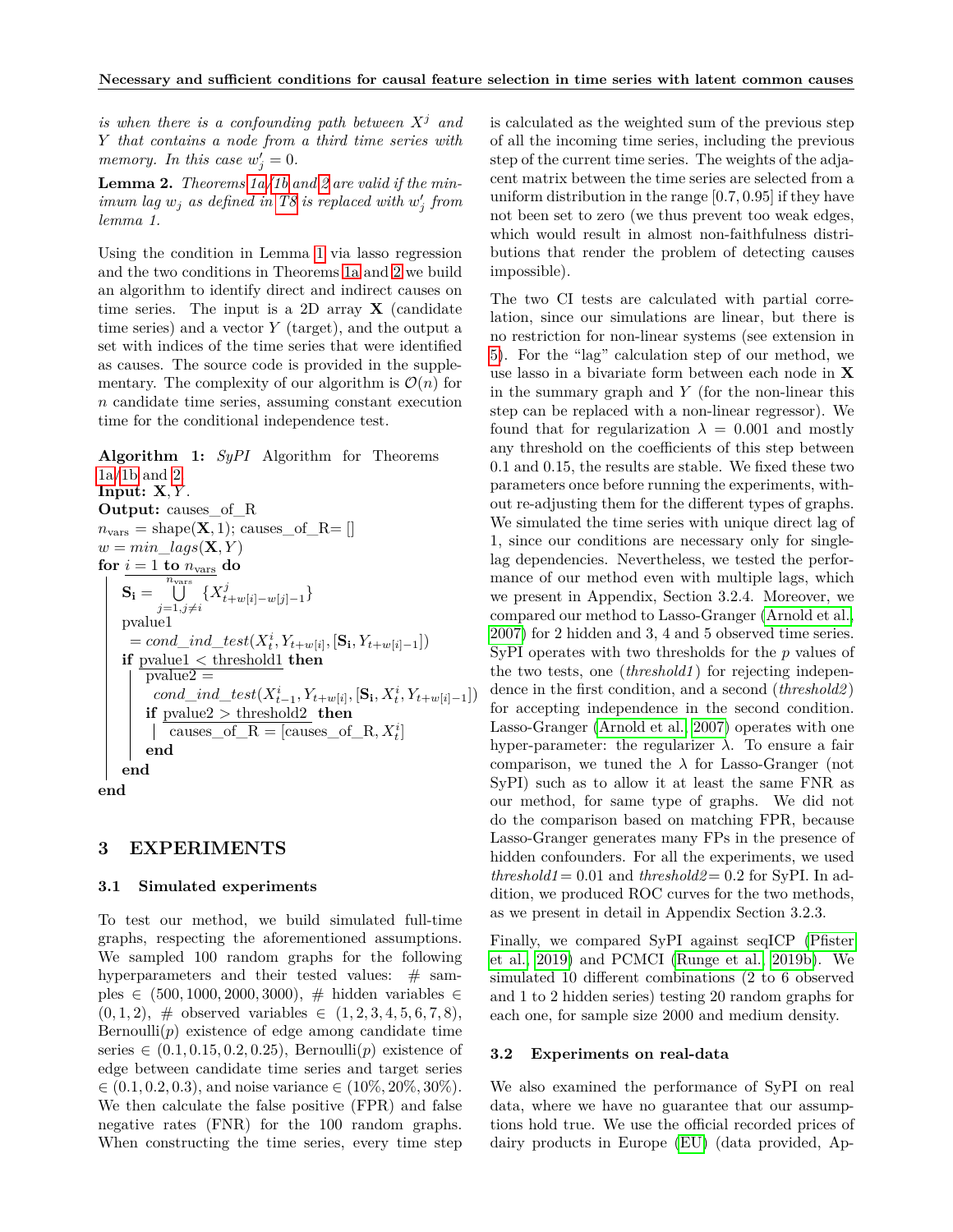*is when there is a confounding path between $X^j$ and $Y$ that contains a node from a third time series with memory. In this case $w'_j = 0$.*

**Lemma 2.** *Theorems 1a/1b and 2 are valid if the minimum lag $w_j$ as defined in T8 is replaced with $w'_j$ from lemma 1.*

Using the condition in Lemma 1 via lasso regression and the two conditions in Theorems 1a and 2 we build an algorithm to identify direct and indirect causes on time series. The input is a 2D array $\mathbf{X}$ (candidate time series) and a vector $Y$ (target), and the output a set with indices of the time series that were identified as causes. The source code is provided in the supplementary. The complexity of our algorithm is $\mathcal{O}(n)$ for $n$ candidate time series, assuming constant execution time for the conditional independence test.

**Algorithm 1:** *SyPI* Algorithm for Theorems 1a/1b and 2.
**Input:** $\mathbf{X}, Y$.
**Output:** causes_of_R

```
n_vars = shape(X, 1); causes_of_R = []
w = min_lags(X, Y)
for i = 1 to n_vars do
    S_i = ⋃_{j=1, j≠i}^{n_vars} {X^j_{t+w[i]-w[j]-1}}
    pvalue1 = cond_ind_test(X^i_t, Y_{t+w[i]}, [S_i, Y_{t+w[i]-1}])
    if pvalue1 < threshold1 then
        pvalue2 = cond_ind_test(X^i_{t-1}, Y_{t+w[i]}, [S_i, X^i_t, Y_{t+w[i]-1}])
        if pvalue2 > threshold2 then
            causes_of_R = [causes_of_R, X^i_t]
        end
    end
end
```

## 3 EXPERIMENTS

### 3.1 Simulated experiments

To test our method, we build simulated full-time graphs, respecting the aforementioned assumptions. We sampled 100 random graphs for the following hyperparameters and their tested values: # samples $\in (500, 1000, 2000, 3000)$, # hidden variables $\in (0, 1, 2)$, # observed variables $\in (1, 2, 3, 4, 5, 6, 7, 8)$, Bernoulli($p$) existence of edge among candidate time series $\in (0.1, 0.15, 0.2, 0.25)$, Bernoulli($p$) existence of edge between candidate time series and target series $\in (0.1, 0.2, 0.3)$, and noise variance $\in (10\%, 20\%, 30\%)$. We then calculate the false positive (FPR) and false negative rates (FNR) for the 100 random graphs. When constructing the time series, every time step is calculated as the weighted sum of the previous step of all the incoming time series, including the previous step of the current time series. The weights of the adjacent matrix between the time series are selected from a uniform distribution in the range $[0.7, 0.95]$ if they have not been set to zero (we thus prevent too weak edges, which would result in almost non-faithfulness distributions that render the problem of detecting causes impossible).

The two CI tests are calculated with partial correlation, since our simulations are linear, but there is no restriction for non-linear systems (see extension in 5). For the "lag" calculation step of our method, we use lasso in a bivariate form between each node in $\mathbf{X}$ in the summary graph and $Y$ (for the non-linear this step can be replaced with a non-linear regressor). We found that for regularization $\lambda = 0.001$ and mostly any threshold on the coefficients of this step between 0.1 and 0.15, the results are stable. We fixed these two parameters once before running the experiments, without re-adjusting them for the different types of graphs. We simulated the time series with unique direct lag of 1, since our conditions are necessary only for single-lag dependencies. Nevertheless, we tested the performance of our method even with multiple lags, which we present in Appendix, Section 3.2.4. Moreover, we compared our method to Lasso-Granger (Arnold et al., 2007) for 2 hidden and 3, 4 and 5 observed time series. SyPI operates with two thresholds for the $p$ values of the two tests, one (*threshold1*) for rejecting independence in the first condition, and a second (*threshold2*) for accepting independence in the second condition. Lasso-Granger (Arnold et al., 2007) operates with one hyper-parameter: the regularizer $\lambda$. To ensure a fair comparison, we tuned the $\lambda$ for Lasso-Granger (not SyPI) such as to allow it at least the same FNR as our method, for same type of graphs. We did not do the comparison based on matching FPR, because Lasso-Granger generates many FPs in the presence of hidden confounders. For all the experiments, we used *threshold1* = 0.01 and *threshold2* = 0.2 for SyPI. In addition, we produced ROC curves for the two methods, as we present in detail in Appendix Section 3.2.3.

Finally, we compared SyPI against seqICP (Pfister et al., 2019) and PCMCI (Runge et al., 2019b). We simulated 10 different combinations (2 to 6 observed and 1 to 2 hidden series) testing 20 random graphs for each one, for sample size 2000 and medium density.

### 3.2 Experiments on real-data

We also examined the performance of SyPI on real data, where we have no guarantee that our assumptions hold true. We use the official recorded prices of dairy products in Europe (EU) (data provided, Ap-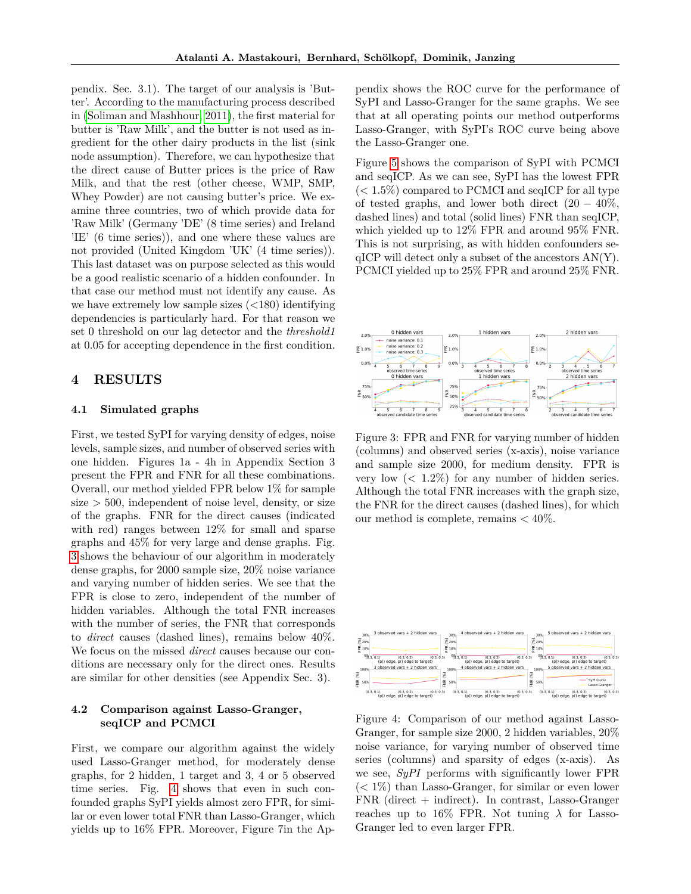pendix. Sec. 3.1). The target of our analysis is 'Butter'. According to the manufacturing process described in (Soliman and Mashhour, 2011), the first material for butter is 'Raw Milk', and the butter is not used as ingredient for the other dairy products in the list (sink node assumption). Therefore, we can hypothesize that the direct cause of Butter prices is the price of Raw Milk, and that the rest (other cheese, WMP, SMP, Whey Powder) are not causing butter's price. We examine three countries, two of which provide data for 'Raw Milk' (Germany 'DE' (8 time series) and Ireland 'IE' (6 time series)), and one where these values are not provided (United Kingdom 'UK' (4 time series)). This last dataset was on purpose selected as this would be a good realistic scenario of a hidden confounder. In that case our method must not identify any cause. As we have extremely low sample sizes (<180) identifying dependencies is particularly hard. For that reason we set 0 threshold on our lag detector and the *threshold1* at 0.05 for accepting dependence in the first condition.

# 4 RESULTS

## 4.1 Simulated graphs

First, we tested SyPI for varying density of edges, noise levels, sample sizes, and number of observed series with one hidden. Figures 1a - 4h in Appendix Section 3 present the FPR and FNR for all these combinations. Overall, our method yielded FPR below 1% for sample size > 500, independent of noise level, density, or size of the graphs. FNR for the direct causes (indicated with red) ranges between 12% for small and sparse graphs and 45% for very large and dense graphs. Fig. 3 shows the behaviour of our algorithm in moderately dense graphs, for 2000 sample size, 20% noise variance and varying number of hidden series. We see that the FPR is close to zero, independent of the number of hidden variables. Although the total FNR increases with the number of series, the FNR that corresponds to *direct* causes (dashed lines), remains below 40%. We focus on the missed *direct* causes because our conditions are necessary only for the direct ones. Results are similar for other densities (see Appendix Sec. 3).

## 4.2 Comparison against Lasso-Granger, seqICP and PCMCI

First, we compare our algorithm against the widely used Lasso-Granger method, for moderately dense graphs, for 2 hidden, 1 target and 3, 4 or 5 observed time series. Fig. 4 shows that even in such confounded graphs SyPI yields almost zero FPR, for similar or even lower total FNR than Lasso-Granger, which yields up to 16% FPR. Moreover, Figure 7in the Appendix shows the ROC curve for the performance of SyPI and Lasso-Granger for the same graphs. We see that at all operating points our method outperforms Lasso-Granger, with SyPI's ROC curve being above the Lasso-Granger one.

Figure 5 shows the comparison of SyPI with PCMCI and seqICP. As we can see, SyPI has the lowest FPR (< 1.5%) compared to PCMCI and seqICP for all type of tested graphs, and lower both direct (20 − 40%, dashed lines) and total (solid lines) FNR than seqICP, which yielded up to 12% FPR and around 95% FNR. This is not surprising, as with hidden confounders seqICP will detect only a subset of the ancestors AN(Y). PCMCI yielded up to 25% FPR and around 25% FNR.

Figure 3: FPR and FNR for varying number of hidden (columns) and observed series (x-axis), noise variance and sample size 2000, for medium density. FPR is very low (< 1.2%) for any number of hidden series. Although the total FNR increases with the graph size, the FNR for the direct causes (dashed lines), for which our method is complete, remains < 40%.

Figure 4: Comparison of our method against Lasso-Granger, for sample size 2000, 2 hidden variables, 20% noise variance, for varying number of observed time series (columns) and sparsity of edges (x-axis). As we see, *SyPI* performs with significantly lower FPR (< 1%) than Lasso-Granger, for similar or even lower FNR (direct + indirect). In contrast, Lasso-Granger reaches up to 16% FPR. Not tuning $\lambda$ for Lasso-Granger led to even larger FPR.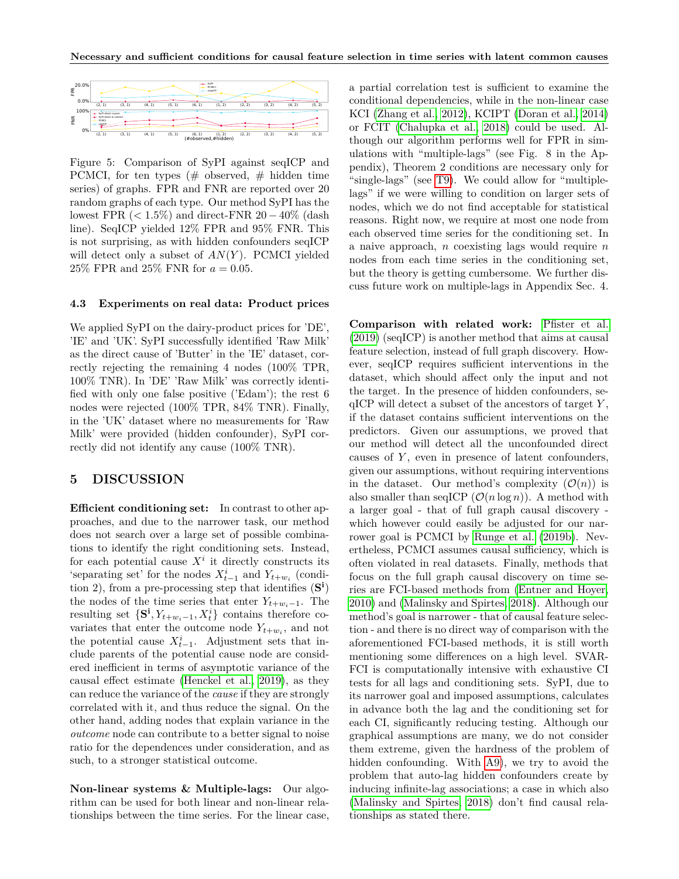Figure 5: Comparison of SyPI against seqICP and PCMCI, for ten types (# observed, # hidden time series) of graphs. FPR and FNR are reported over 20 random graphs of each type. Our method SyPI has the lowest FPR ($< 1.5\%$) and direct-FNR $20-40\%$ (dash line). SeqICP yielded 12% FPR and 95% FNR. This is not surprising, as with hidden confounders seqICP will detect only a subset of $AN(Y)$. PCMCI yielded 25% FPR and 25% FNR for $a = 0.05$.

### 4.3 Experiments on real data: Product prices

We applied SyPI on the dairy-product prices for 'DE', 'IE' and 'UK'. SyPI successfully identified 'Raw Milk' as the direct cause of 'Butter' in the 'IE' dataset, correctly rejecting the remaining 4 nodes (100% TPR, 100% TNR). In 'DE' 'Raw Milk' was correctly identified with only one false positive ('Edam'); the rest 6 nodes were rejected (100% TPR, 84% TNR). Finally, in the 'UK' dataset where no measurements for 'Raw Milk' were provided (hidden confounder), SyPI correctly did not identify any cause (100% TNR).

## 5 DISCUSSION

**Efficient conditioning set:** In contrast to other approaches, and due to the narrower task, our method does not search over a large set of possible combinations to identify the right conditioning sets. Instead, for each potential cause $X^i$ it directly constructs its 'separating set' for the nodes $X^i_{t-1}$ and $Y_{t+w_i}$ (condition 2), from a pre-processing step that identifies ($\mathbf{S^i}$) the nodes of the time series that enter $Y_{t+w_i-1}$. The resulting set $\{\mathbf{S^i}, Y_{t+w_i-1}, X^i_t\}$ contains therefore covariates that enter the outcome node $Y_{t+w_i}$, and not the potential cause $X^i_{t-1}$. Adjustment sets that include parents of the potential cause node are considered inefficient in terms of asymptotic variance of the causal effect estimate (Henckel et al., 2019), as they can reduce the variance of the *cause* if they are strongly correlated with it, and thus reduce the signal. On the other hand, adding nodes that explain variance in the *outcome* node can contribute to a better signal to noise ratio for the dependences under consideration, and as such, to a stronger statistical outcome.

**Non-linear systems & Multiple-lags:** Our algorithm can be used for both linear and non-linear relationships between the time series. For the linear case, a partial correlation test is sufficient to examine the conditional dependencies, while in the non-linear case KCI (Zhang et al., 2012), KCIPT (Doran et al., 2014) or FCIT (Chalupka et al., 2018) could be used. Although our algorithm performs well for FPR in simulations with "multiple-lags" (see Fig. 8 in the Appendix), Theorem 2 conditions are necessary only for "single-lags" (see T9). We could allow for "multiple-lags" if we were willing to condition on larger sets of nodes, which we do not find acceptable for statistical reasons. Right now, we require at most one node from each observed time series for the conditioning set. In a naive approach, $n$ coexisting lags would require $n$ nodes from each time series in the conditioning set, but the theory is getting cumbersome. We further discuss future work on multiple-lags in Appendix Sec. 4.

**Comparison with related work:** Pfister et al. (2019) (seqICP) is another method that aims at causal feature selection, instead of full graph discovery. However, seqICP requires sufficient interventions in the dataset, which should affect only the input and not the target. In the presence of hidden confounders, seqICP will detect a subset of the ancestors of target $Y$, if the dataset contains sufficient interventions on the predictors. Given our assumptions, we proved that our method will detect all the unconfounded direct causes of $Y$, even in presence of latent confounders, given our assumptions, without requiring interventions in the dataset. Our method's complexity ($\mathcal{O}(n)$) is also smaller than seqICP ($\mathcal{O}(n \log n)$). A method with a larger goal - that of full graph causal discovery - which however could easily be adjusted for our narrower goal is PCMCI by Runge et al. (2019b). Nevertheless, PCMCI assumes causal sufficiency, which is often violated in real datasets. Finally, methods that focus on the full graph causal discovery on time series are FCI-based methods from (Entner and Hoyer, 2010) and (Malinsky and Spirtes, 2018). Although our method's goal is narrower - that of causal feature selection - and there is no direct way of comparison with the aforementioned FCI-based methods, it is still worth mentioning some differences on a high level. SVAR-FCI is computationally intensive with exhaustive CI tests for all lags and conditioning sets. SyPI, due to its narrower goal and imposed assumptions, calculates in advance both the lag and the conditioning set for each CI, significantly reducing testing. Although our graphical assumptions are many, we do not consider them extreme, given the hardness of the problem of hidden confounding. With A9), we try to avoid the problem that auto-lag hidden confounders create by inducing infinite-lag associations; a case in which also (Malinsky and Spirtes, 2018) don't find causal relationships as stated there.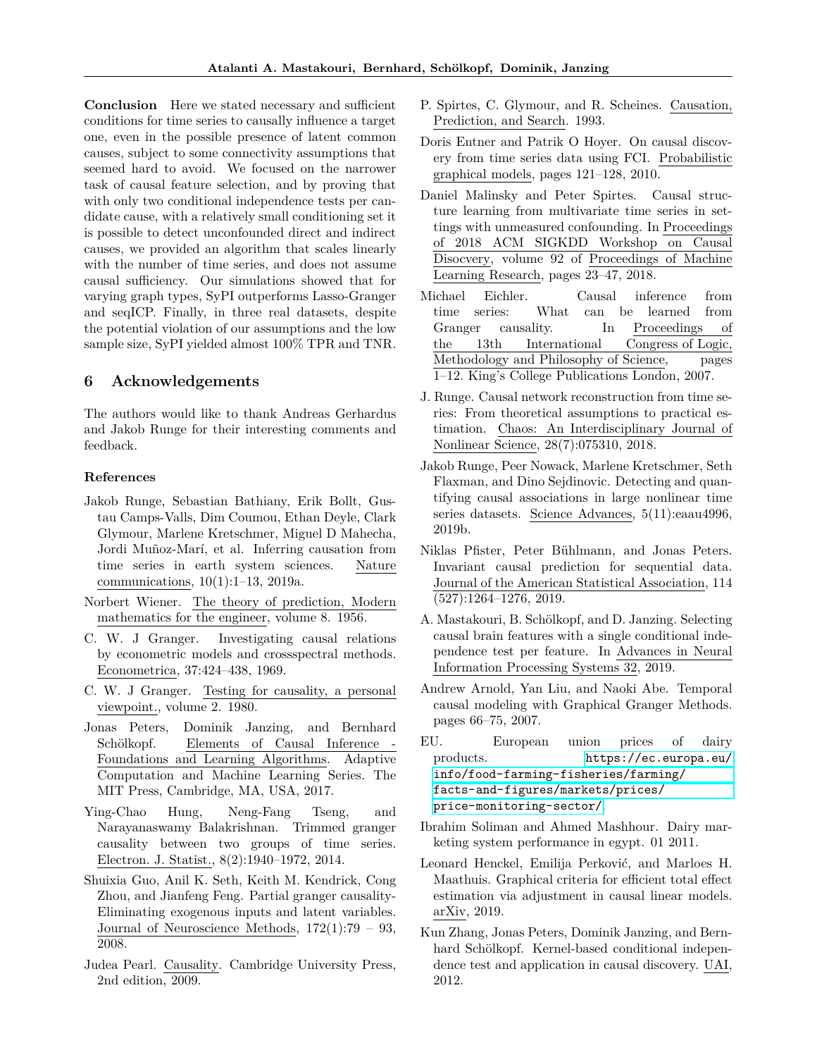**Conclusion** Here we stated necessary and sufficient conditions for time series to causally influence a target one, even in the possible presence of latent common causes, subject to some connectivity assumptions that seemed hard to avoid. We focused on the narrower task of causal feature selection, and by proving that with only two conditional independence tests per candidate cause, with a relatively small conditioning set it is possible to detect unconfounded direct and indirect causes, we provided an algorithm that scales linearly with the number of time series, and does not assume causal sufficiency. Our simulations showed that for varying graph types, SyPI outperforms Lasso-Granger and seqICP. Finally, in three real datasets, despite the potential violation of our assumptions and the low sample size, SyPI yielded almost 100% TPR and TNR.

## 6 Acknowledgements

The authors would like to thank Andreas Gerhardus and Jakob Runge for their interesting comments and feedback.

### References

Jakob Runge, Sebastian Bathiany, Erik Bollt, Gustau Camps-Valls, Dim Coumou, Ethan Deyle, Clark Glymour, Marlene Kretschmer, Miguel D Mahecha, Jordi Muñoz-Marí, et al. Inferring causation from time series in earth system sciences. Nature communications, 10(1):1–13, 2019a.

Norbert Wiener. The theory of prediction, Modern mathematics for the engineer, volume 8. 1956.

C. W. J Granger. Investigating causal relations by econometric models and crossspectral methods. Econometrica, 37:424–438, 1969.

C. W. J Granger. Testing for causality, a personal viewpoint., volume 2. 1980.

Jonas Peters, Dominik Janzing, and Bernhard Schölkopf. Elements of Causal Inference - Foundations and Learning Algorithms. Adaptive Computation and Machine Learning Series. The MIT Press, Cambridge, MA, USA, 2017.

Ying-Chao Hung, Neng-Fang Tseng, and Narayanaswamy Balakrishnan. Trimmed granger causality between two groups of time series. Electron. J. Statist., 8(2):1940–1972, 2014.

Shuixia Guo, Anil K. Seth, Keith M. Kendrick, Cong Zhou, and Jianfeng Feng. Partial granger causality-Eliminating exogenous inputs and latent variables. Journal of Neuroscience Methods, 172(1):79 – 93, 2008.

Judea Pearl. Causality. Cambridge University Press, 2nd edition, 2009.

P. Spirtes, C. Glymour, and R. Scheines. Causation, Prediction, and Search. 1993.

Doris Entner and Patrik O Hoyer. On causal discovery from time series data using FCI. Probabilistic graphical models, pages 121–128, 2010.

Daniel Malinsky and Peter Spirtes. Causal structure learning from multivariate time series in settings with unmeasured confounding. In Proceedings of 2018 ACM SIGKDD Workshop on Causal Disocvery, volume 92 of Proceedings of Machine Learning Research, pages 23–47, 2018.

Michael Eichler. Causal inference from time series: What can be learned from Granger causality. In Proceedings of the 13th International Congress of Logic, Methodology and Philosophy of Science, pages 1–12. King's College Publications London, 2007.

J. Runge. Causal network reconstruction from time series: From theoretical assumptions to practical estimation. Chaos: An Interdisciplinary Journal of Nonlinear Science, 28(7):075310, 2018.

Jakob Runge, Peer Nowack, Marlene Kretschmer, Seth Flaxman, and Dino Sejdinovic. Detecting and quantifying causal associations in large nonlinear time series datasets. Science Advances, 5(11):eaau4996, 2019b.

Niklas Pfister, Peter Bühlmann, and Jonas Peters. Invariant causal prediction for sequential data. Journal of the American Statistical Association, 114 (527):1264–1276, 2019.

A. Mastakouri, B. Schölkopf, and D. Janzing. Selecting causal brain features with a single conditional independence test per feature. In Advances in Neural Information Processing Systems 32, 2019.

Andrew Arnold, Yan Liu, and Naoki Abe. Temporal causal modeling with Graphical Granger Methods. pages 66–75, 2007.

EU. European union prices of dairy products. https://ec.europa.eu/info/food-farming-fisheries/farming/facts-and-figures/markets/prices/price-monitoring-sector/.

Ibrahim Soliman and Ahmed Mashhour. Dairy marketing system performance in egypt. 01 2011.

Leonard Henckel, Emilija Perković, and Marloes H. Maathuis. Graphical criteria for efficient total effect estimation via adjustment in causal linear models. arXiv, 2019.

Kun Zhang, Jonas Peters, Dominik Janzing, and Bernhard Schölkopf. Kernel-based conditional independence test and application in causal discovery. UAI, 2012.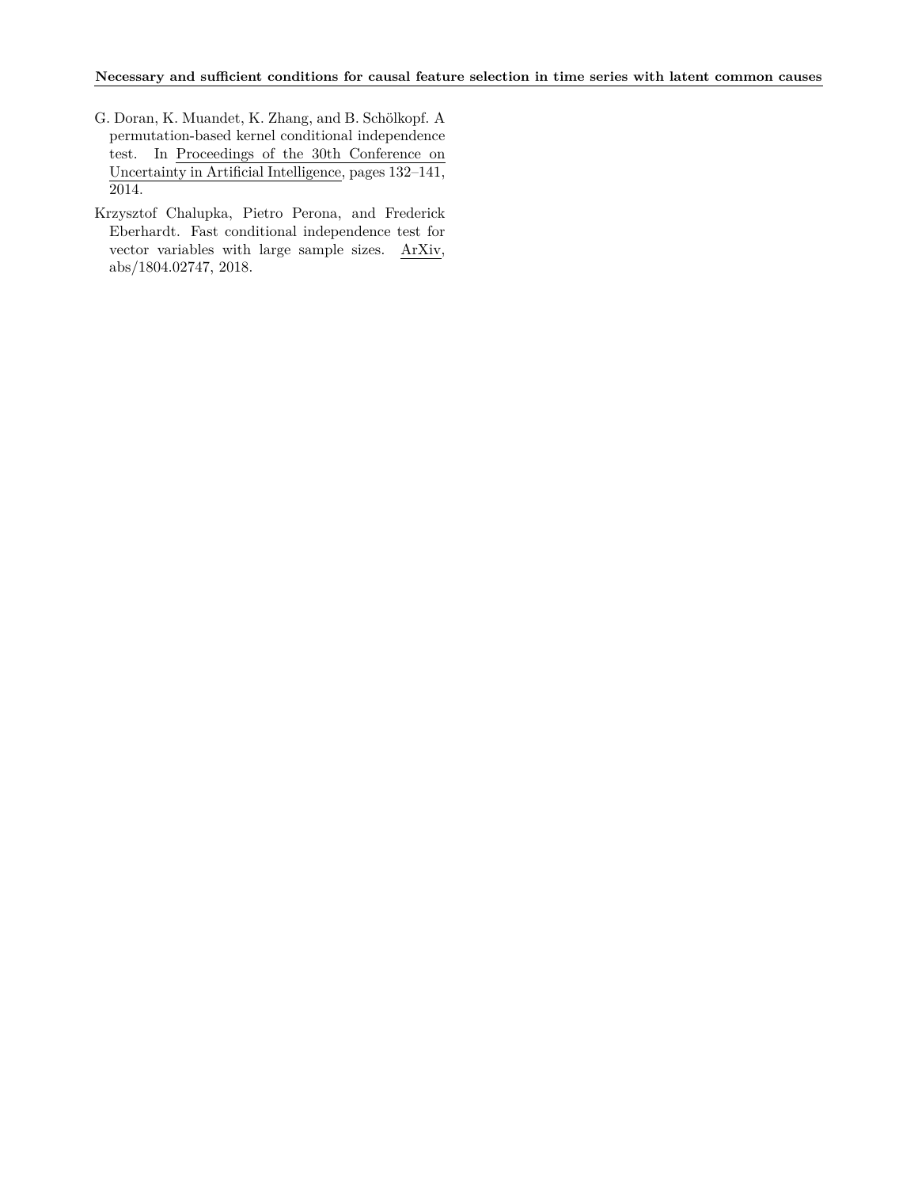G. Doran, K. Muandet, K. Zhang, and B. Schölkopf. A permutation-based kernel conditional independence test. In Proceedings of the 30th Conference on Uncertainty in Artificial Intelligence, pages 132–141, 2014.

Krzysztof Chalupka, Pietro Perona, and Frederick Eberhardt. Fast conditional independence test for vector variables with large sample sizes. ArXiv, abs/1804.02747, 2018.